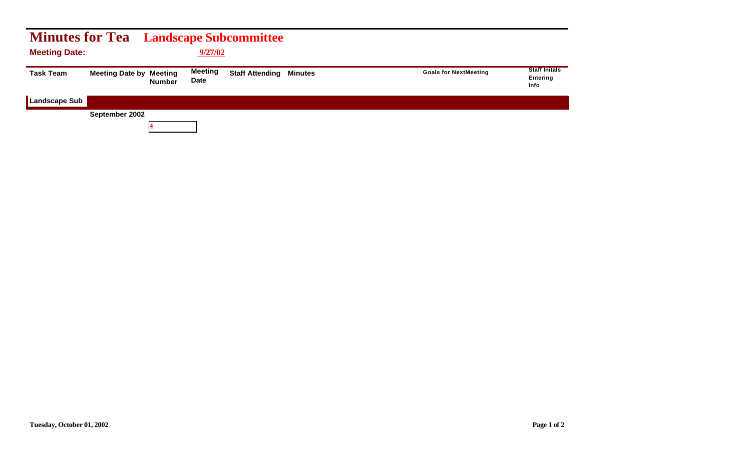# Minutes for Tea **Landscape Subcommittee**

**Meeting Date:** 9/27/02

| Task Team | Meeting Date by | Meeting Number | Meeting Date | Staff Attending | Minutes | Goals for NextMeeting | Staff Initals Entering Info |
|---|---|---|---|---|---|---|---|
| **Landscape Sub** | | | | | | | |
| | September 2002 | | | | | | |
| | | 4 | | | | | |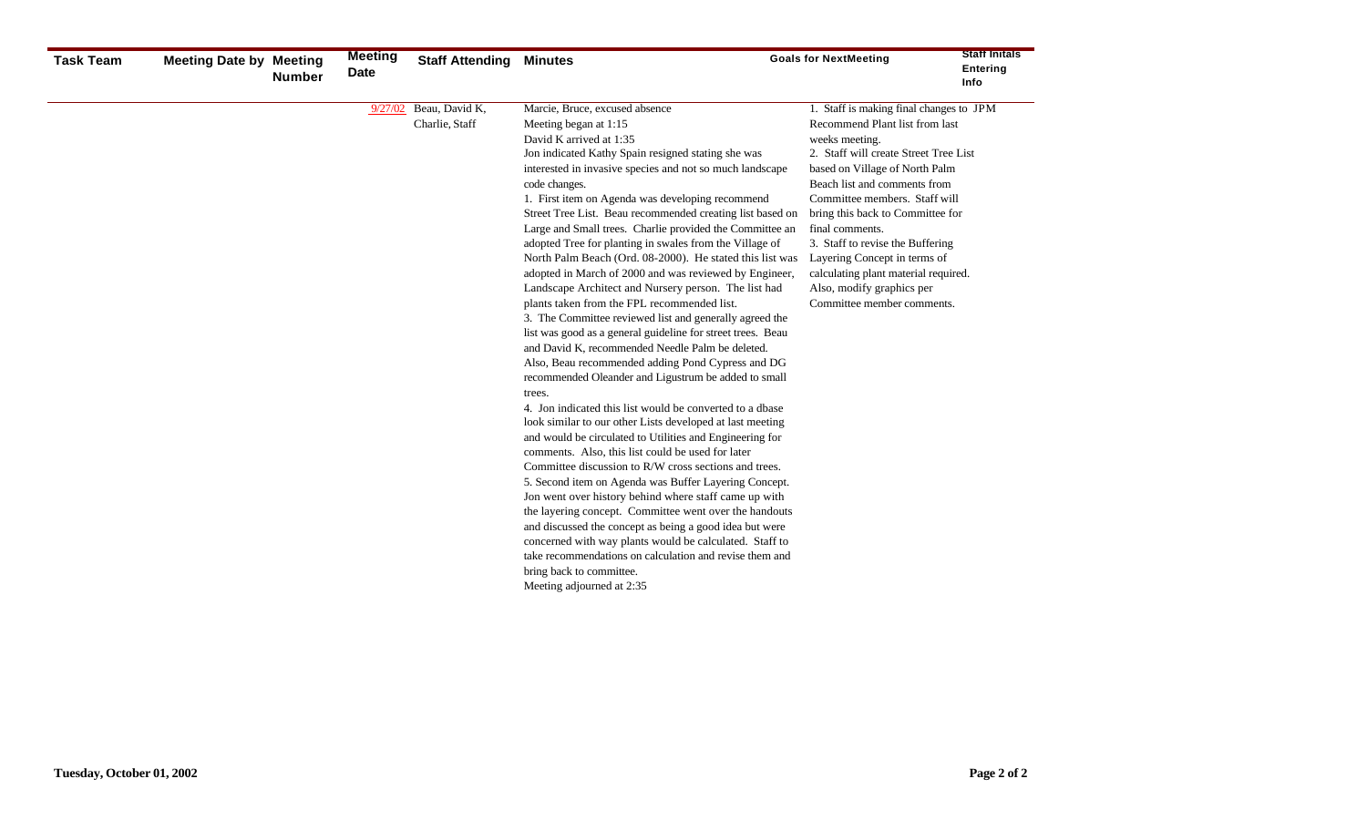| Task Team | Meeting Date by | Meeting Number | Meeting Date | Staff Attending | Minutes | Goals for NextMeeting | Staff Initals Entering Info |
|---|---|---|---|---|---|---|---|
| | | | 9/27/02 | Beau, David K, Charlie, Staff | Marcie, Bruce, excused absence<br>Meeting began at 1:15<br>David K arrived at 1:35<br>Jon indicated Kathy Spain resigned stating she was interested in invasive species and not so much landscape code changes.<br>1. First item on Agenda was developing recommend Street Tree List. Beau recommended creating list based on Large and Small trees. Charlie provided the Committee an adopted Tree for planting in swales from the Village of North Palm Beach (Ord. 08-2000). He stated this list was adopted in March of 2000 and was reviewed by Engineer, Landscape Architect and Nursery person. The list had plants taken from the FPL recommended list.<br>3. The Committee reviewed list and generally agreed the list was good as a general guideline for street trees. Beau and David K, recommended Needle Palm be deleted. Also, Beau recommended adding Pond Cypress and DG recommended Oleander and Ligustrum be added to small trees.<br>4. Jon indicated this list would be converted to a dbase look similar to our other Lists developed at last meeting and would be circulated to Utilities and Engineering for comments. Also, this list could be used for later Committee discussion to R/W cross sections and trees.<br>5. Second item on Agenda was Buffer Layering Concept. Jon went over history behind where staff came up with the layering concept. Committee went over the handouts and discussed the concept as being a good idea but were concerned with way plants would be calculated. Staff to take recommendations on calculation and revise them and bring back to committee.<br>Meeting adjourned at 2:35 | 1. Staff is making final changes to Recommend Plant list from last weeks meeting.<br>2. Staff will create Street Tree List based on Village of North Palm Beach list and comments from Committee members. Staff will bring this back to Committee for final comments.<br>3. Staff to revise the Buffering Layering Concept in terms of calculating plant material required. Also, modify graphics per Committee member comments. | JPM |

Tuesday, October 01, 2002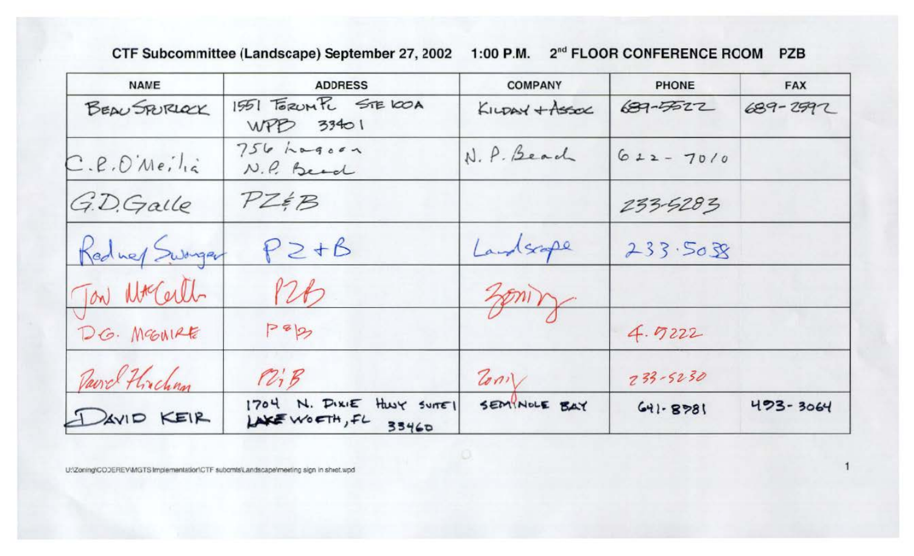CTF Subcommittee (Landscape) September 27, 2002 1:00 P.M. 2nd FLOOR CONFERENCE ROOM PZB

| NAME | ADDRESS | COMPANY | PHONE | FAX |
|---|---|---|---|---|
| BEAU SPURLOCK | 1551 FORUM PL STE 100A WPB 33401 | KILDAY + ASSOC | 689-5522 | 689-2592 |
| C.R. O'Meilia | 756 Lagoon N.P. Beach | N. P. Beach | 622-7010 | |
| G.D. Galle | PZ&B | | 233-5283 | |
| Rodney Swonger | PZ+B | Landscape | 233-5038 | |
| Jon MacGillis | PZB | Zoning | | |
| D.G. MCGUIRE | P&B | | 4.5222 | |
| David Flinchum | PZ&B | Zoning | 233-5230 | |
| DAVID KEIR | 1704 N. DIXIE HWY SUITE 1 LAKE WORTH, FL 33460 | SEMINOLE BAY | 641-8581 | 493-3064 |

U:\Zoning\CODEREV\MGTS Implementation\CTF subcmts\Landscape\meeting sign in sheet.wpd